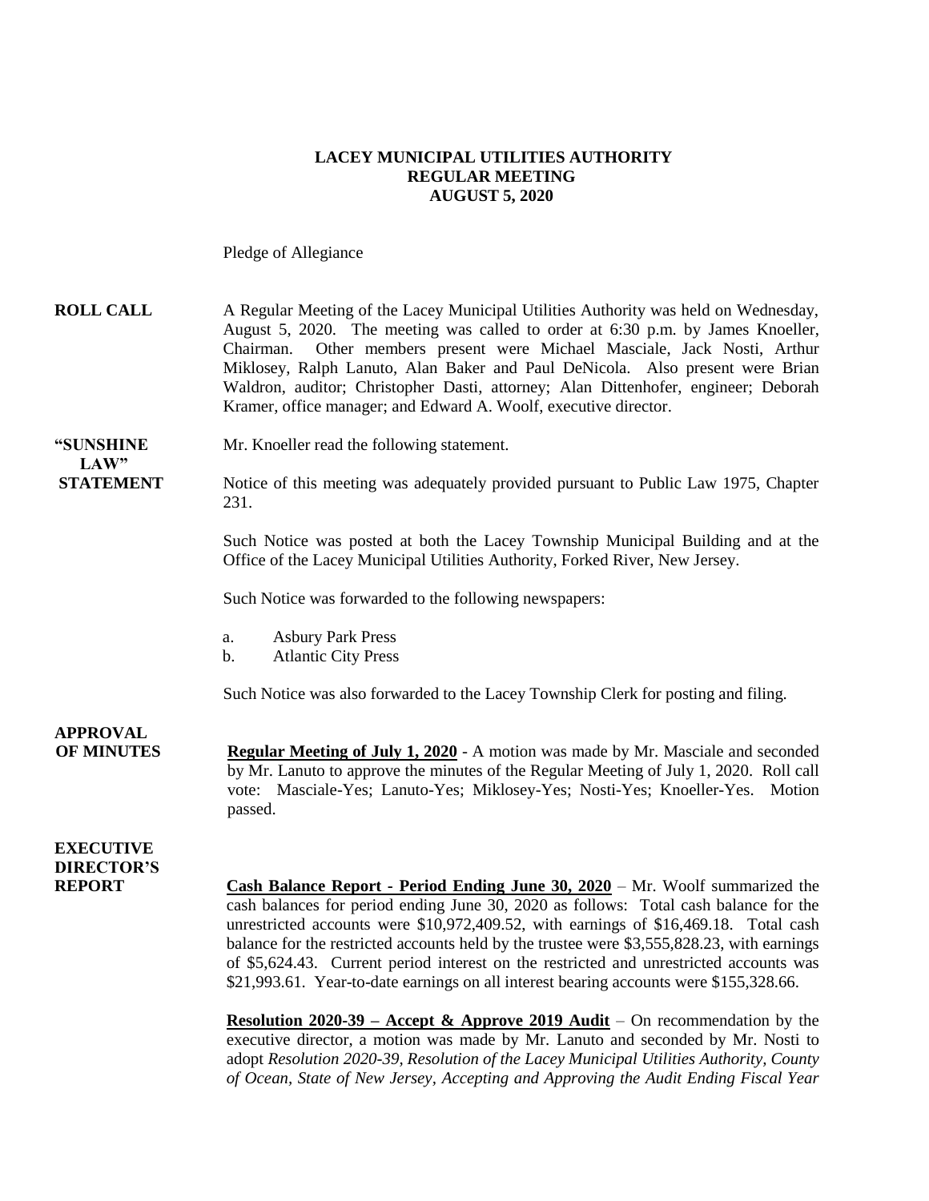**LACEY MUNICIPAL UTILITIES AUTHORITY**
**REGULAR MEETING**
**AUGUST 5, 2020**

Pledge of Allegiance

**ROLL CALL** A Regular Meeting of the Lacey Municipal Utilities Authority was held on Wednesday, August 5, 2020. The meeting was called to order at 6:30 p.m. by James Knoeller, Chairman. Other members present were Michael Masciale, Jack Nosti, Arthur Miklosey, Ralph Lanuto, Alan Baker and Paul DeNicola. Also present were Brian Waldron, auditor; Christopher Dasti, attorney; Alan Dittenhofer, engineer; Deborah Kramer, office manager; and Edward A. Woolf, executive director.

**"SUNSHINE LAW" STATEMENT** Mr. Knoeller read the following statement.

Notice of this meeting was adequately provided pursuant to Public Law 1975, Chapter 231.

Such Notice was posted at both the Lacey Township Municipal Building and at the Office of the Lacey Municipal Utilities Authority, Forked River, New Jersey.

Such Notice was forwarded to the following newspapers:

a. Asbury Park Press
b. Atlantic City Press

Such Notice was also forwarded to the Lacey Township Clerk for posting and filing.

**APPROVAL OF MINUTES** **Regular Meeting of July 1, 2020** - A motion was made by Mr. Masciale and seconded by Mr. Lanuto to approve the minutes of the Regular Meeting of July 1, 2020. Roll call vote: Masciale-Yes; Lanuto-Yes; Miklosey-Yes; Nosti-Yes; Knoeller-Yes. Motion passed.

**EXECUTIVE DIRECTOR'S REPORT** **Cash Balance Report - Period Ending June 30, 2020** – Mr. Woolf summarized the cash balances for period ending June 30, 2020 as follows: Total cash balance for the unrestricted accounts were $10,972,409.52, with earnings of $16,469.18. Total cash balance for the restricted accounts held by the trustee were $3,555,828.23, with earnings of $5,624.43. Current period interest on the restricted and unrestricted accounts was $21,993.61. Year-to-date earnings on all interest bearing accounts were $155,328.66.

**Resolution 2020-39 – Accept & Approve 2019 Audit** – On recommendation by the executive director, a motion was made by Mr. Lanuto and seconded by Mr. Nosti to adopt *Resolution 2020-39, Resolution of the Lacey Municipal Utilities Authority, County of Ocean, State of New Jersey, Accepting and Approving the Audit Ending Fiscal Year*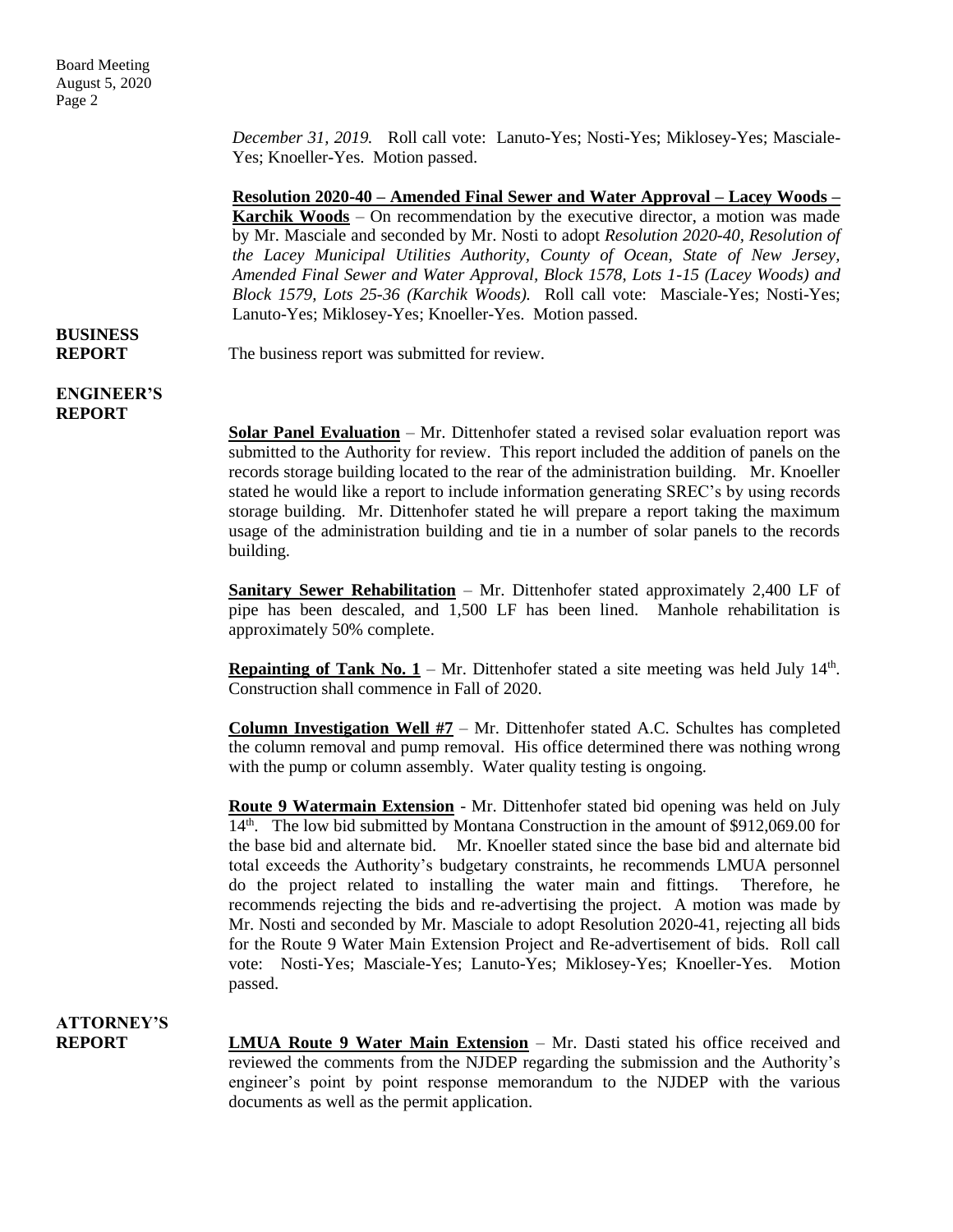*December 31, 2019.* Roll call vote: Lanuto-Yes; Nosti-Yes; Miklosey-Yes; Masciale-Yes; Knoeller-Yes. Motion passed.

**Resolution 2020-40 – Amended Final Sewer and Water Approval – Lacey Woods – Karchik Woods** – On recommendation by the executive director, a motion was made by Mr. Masciale and seconded by Mr. Nosti to adopt *Resolution 2020-40, Resolution of the Lacey Municipal Utilities Authority, County of Ocean, State of New Jersey, Amended Final Sewer and Water Approval, Block 1578, Lots 1-15 (Lacey Woods) and Block 1579, Lots 25-36 (Karchik Woods).* Roll call vote: Masciale-Yes; Nosti-Yes; Lanuto-Yes; Miklosey-Yes; Knoeller-Yes. Motion passed.

**BUSINESS REPORT**

The business report was submitted for review.

**ENGINEER'S REPORT**

**Solar Panel Evaluation** – Mr. Dittenhofer stated a revised solar evaluation report was submitted to the Authority for review. This report included the addition of panels on the records storage building located to the rear of the administration building. Mr. Knoeller stated he would like a report to include information generating SREC's by using records storage building. Mr. Dittenhofer stated he will prepare a report taking the maximum usage of the administration building and tie in a number of solar panels to the records building.

**Sanitary Sewer Rehabilitation** – Mr. Dittenhofer stated approximately 2,400 LF of pipe has been descaled, and 1,500 LF has been lined. Manhole rehabilitation is approximately 50% complete.

**Repainting of Tank No. 1** – Mr. Dittenhofer stated a site meeting was held July 14th. Construction shall commence in Fall of 2020.

**Column Investigation Well #7** – Mr. Dittenhofer stated A.C. Schultes has completed the column removal and pump removal. His office determined there was nothing wrong with the pump or column assembly. Water quality testing is ongoing.

**Route 9 Watermain Extension** - Mr. Dittenhofer stated bid opening was held on July 14th. The low bid submitted by Montana Construction in the amount of $912,069.00 for the base bid and alternate bid. Mr. Knoeller stated since the base bid and alternate bid total exceeds the Authority's budgetary constraints, he recommends LMUA personnel do the project related to installing the water main and fittings. Therefore, he recommends rejecting the bids and re-advertising the project. A motion was made by Mr. Nosti and seconded by Mr. Masciale to adopt Resolution 2020-41, rejecting all bids for the Route 9 Water Main Extension Project and Re-advertisement of bids. Roll call vote: Nosti-Yes; Masciale-Yes; Lanuto-Yes; Miklosey-Yes; Knoeller-Yes. Motion passed.

**ATTORNEY'S REPORT**

**LMUA Route 9 Water Main Extension** – Mr. Dasti stated his office received and reviewed the comments from the NJDEP regarding the submission and the Authority's engineer's point by point response memorandum to the NJDEP with the various documents as well as the permit application.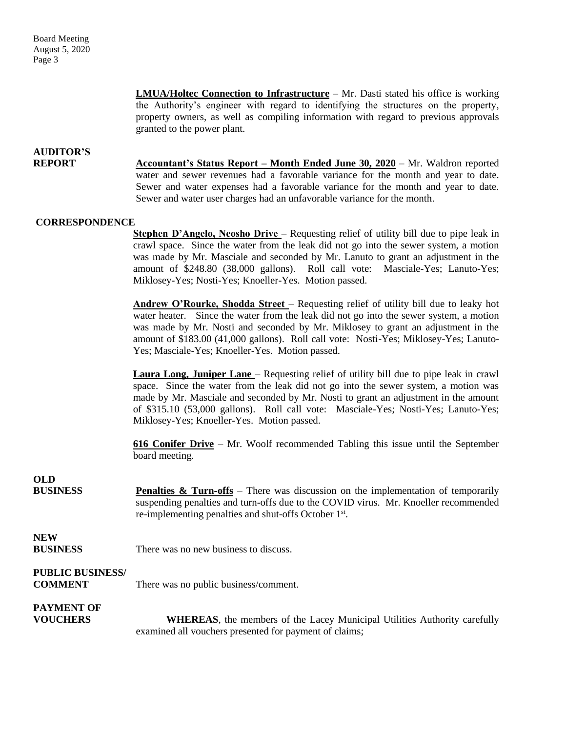**LMUA/Holtec Connection to Infrastructure** – Mr. Dasti stated his office is working the Authority's engineer with regard to identifying the structures on the property, property owners, as well as compiling information with regard to previous approvals granted to the power plant.

**AUDITOR'S REPORT**

**Accountant's Status Report – Month Ended June 30, 2020** – Mr. Waldron reported water and sewer revenues had a favorable variance for the month and year to date. Sewer and water expenses had a favorable variance for the month and year to date. Sewer and water user charges had an unfavorable variance for the month.

**CORRESPONDENCE**

**Stephen D'Angelo, Neosho Drive** – Requesting relief of utility bill due to pipe leak in crawl space. Since the water from the leak did not go into the sewer system, a motion was made by Mr. Masciale and seconded by Mr. Lanuto to grant an adjustment in the amount of $248.80 (38,000 gallons). Roll call vote: Masciale-Yes; Lanuto-Yes; Miklosey-Yes; Nosti-Yes; Knoeller-Yes. Motion passed.

**Andrew O'Rourke, Shodda Street** – Requesting relief of utility bill due to leaky hot water heater. Since the water from the leak did not go into the sewer system, a motion was made by Mr. Nosti and seconded by Mr. Miklosey to grant an adjustment in the amount of $183.00 (41,000 gallons). Roll call vote: Nosti-Yes; Miklosey-Yes; Lanuto-Yes; Masciale-Yes; Knoeller-Yes. Motion passed.

**Laura Long, Juniper Lane** – Requesting relief of utility bill due to pipe leak in crawl space. Since the water from the leak did not go into the sewer system, a motion was made by Mr. Masciale and seconded by Mr. Nosti to grant an adjustment in the amount of $315.10 (53,000 gallons). Roll call vote: Masciale-Yes; Nosti-Yes; Lanuto-Yes; Miklosey-Yes; Knoeller-Yes. Motion passed.

**616 Conifer Drive** – Mr. Woolf recommended Tabling this issue until the September board meeting.

**OLD BUSINESS**

**Penalties & Turn-offs** – There was discussion on the implementation of temporarily suspending penalties and turn-offs due to the COVID virus. Mr. Knoeller recommended re-implementing penalties and shut-offs October 1st.

**NEW BUSINESS**

There was no new business to discuss.

**PUBLIC BUSINESS/ COMMENT**

There was no public business/comment.

**PAYMENT OF VOUCHERS**

**WHEREAS**, the members of the Lacey Municipal Utilities Authority carefully examined all vouchers presented for payment of claims;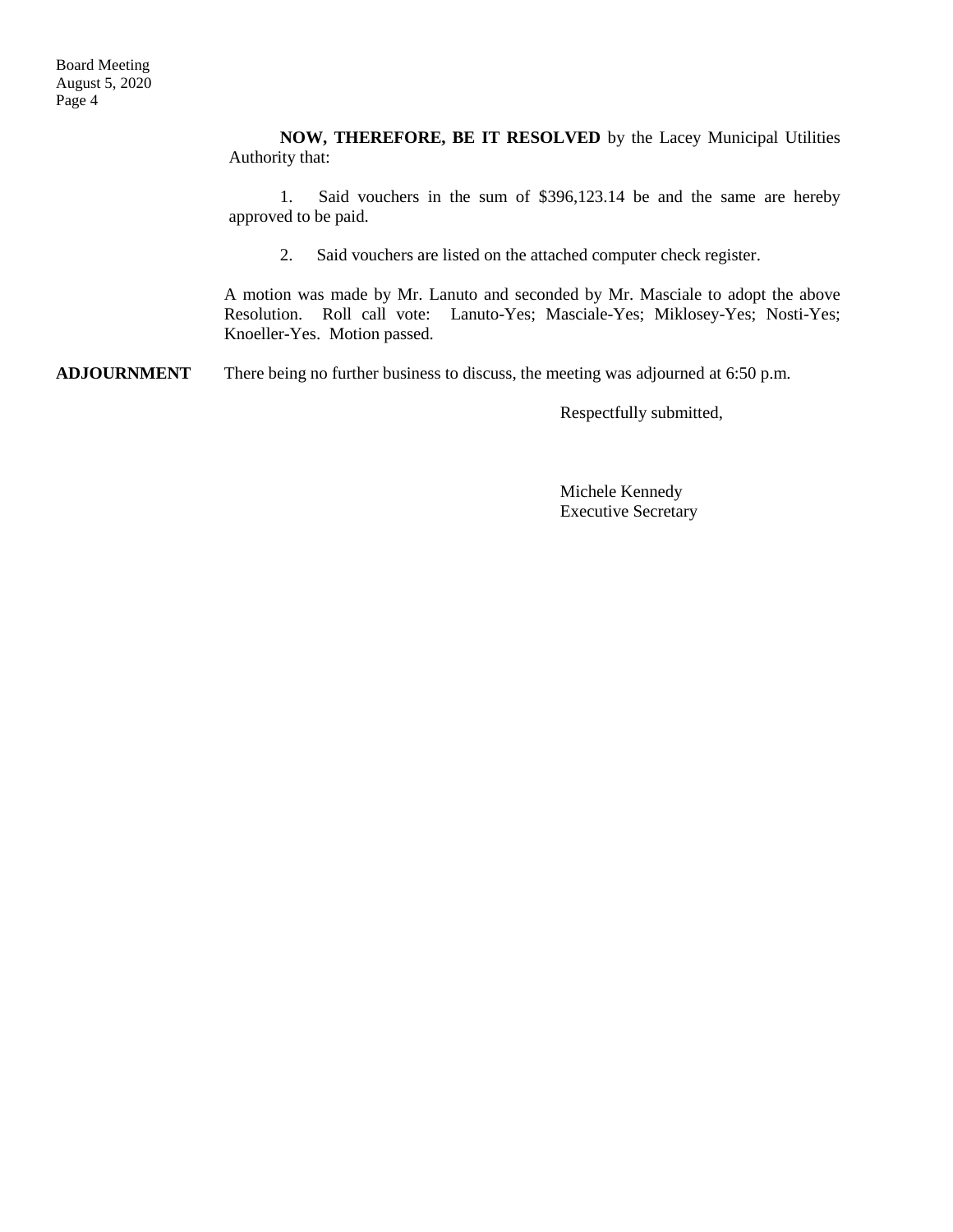**NOW, THEREFORE, BE IT RESOLVED** by the Lacey Municipal Utilities Authority that:

1. Said vouchers in the sum of $396,123.14 be and the same are hereby approved to be paid.

2. Said vouchers are listed on the attached computer check register.

A motion was made by Mr. Lanuto and seconded by Mr. Masciale to adopt the above Resolution. Roll call vote: Lanuto-Yes; Masciale-Yes; Miklosey-Yes; Nosti-Yes; Knoeller-Yes. Motion passed.

**ADJOURNMENT** There being no further business to discuss, the meeting was adjourned at 6:50 p.m.

Respectfully submitted,

Michele Kennedy
Executive Secretary